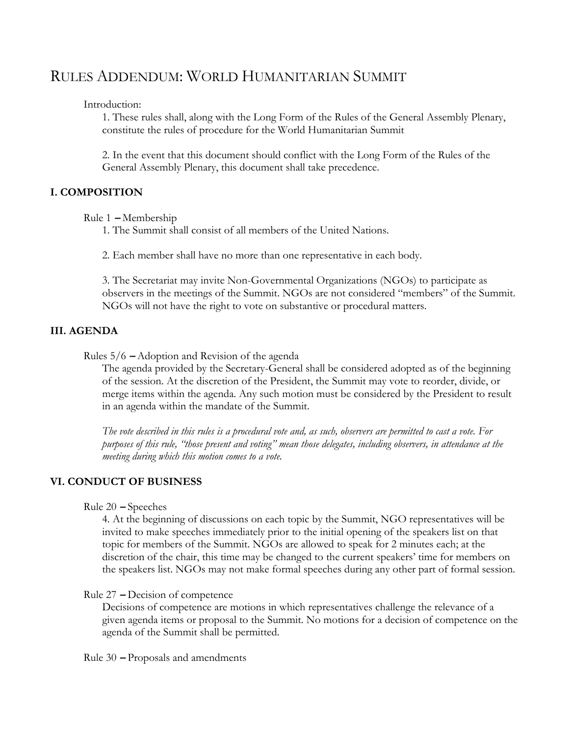# RULES ADDENDUM: WORLD HUMANITARIAN SUMMIT

Introduction:

1. These rules shall, along with the Long Form of the Rules of the General Assembly Plenary, constitute the rules of procedure for the World Humanitarian Summit

2. In the event that this document should conflict with the Long Form of the Rules of the General Assembly Plenary, this document shall take precedence.

## I. COMPOSITION

Rule 1 – Membership

1. The Summit shall consist of all members of the United Nations.

2. Each member shall have no more than one representative in each body.

3. The Secretariat may invite Non-Governmental Organizations (NGOs) to participate as observers in the meetings of the Summit. NGOs are not considered "members" of the Summit. NGOs will not have the right to vote on substantive or procedural matters.

## III. AGENDA

Rules 5/6 – Adoption and Revision of the agenda

The agenda provided by the Secretary-General shall be considered adopted as of the beginning of the session. At the discretion of the President, the Summit may vote to reorder, divide, or merge items within the agenda. Any such motion must be considered by the President to result in an agenda within the mandate of the Summit.

*The vote described in this rules is a procedural vote and, as such, observers are permitted to cast a vote. For purposes of this rule, "those present and voting" mean those delegates, including observers, in attendance at the meeting during which this motion comes to a vote.*

## VI. CONDUCT OF BUSINESS

Rule 20 – Speeches

4. At the beginning of discussions on each topic by the Summit, NGO representatives will be invited to make speeches immediately prior to the initial opening of the speakers list on that topic for members of the Summit. NGOs are allowed to speak for 2 minutes each; at the discretion of the chair, this time may be changed to the current speakers' time for members on the speakers list. NGOs may not make formal speeches during any other part of formal session.

Rule 27 – Decision of competence

Decisions of competence are motions in which representatives challenge the relevance of a given agenda items or proposal to the Summit. No motions for a decision of competence on the agenda of the Summit shall be permitted.

Rule 30 – Proposals and amendments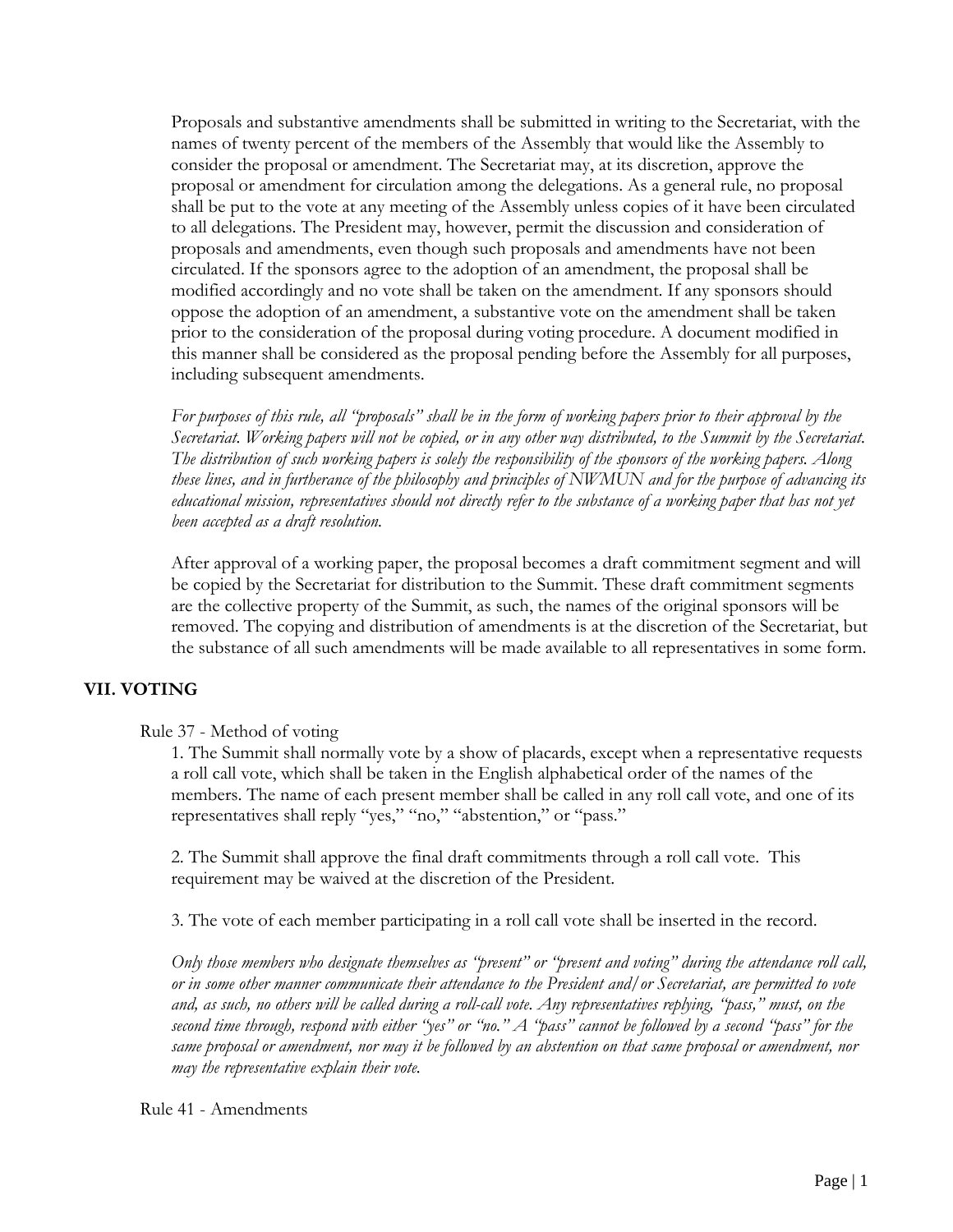Proposals and substantive amendments shall be submitted in writing to the Secretariat, with the names of twenty percent of the members of the Assembly that would like the Assembly to consider the proposal or amendment. The Secretariat may, at its discretion, approve the proposal or amendment for circulation among the delegations. As a general rule, no proposal shall be put to the vote at any meeting of the Assembly unless copies of it have been circulated to all delegations. The President may, however, permit the discussion and consideration of proposals and amendments, even though such proposals and amendments have not been circulated. If the sponsors agree to the adoption of an amendment, the proposal shall be modified accordingly and no vote shall be taken on the amendment. If any sponsors should oppose the adoption of an amendment, a substantive vote on the amendment shall be taken prior to the consideration of the proposal during voting procedure. A document modified in this manner shall be considered as the proposal pending before the Assembly for all purposes, including subsequent amendments.

*For purposes of this rule, all "proposals" shall be in the form of working papers prior to their approval by the Secretariat. Working papers will not be copied, or in any other way distributed, to the Summit by the Secretariat. The distribution of such working papers is solely the responsibility of the sponsors of the working papers. Along these lines, and in furtherance of the philosophy and principles of NWMUN and for the purpose of advancing its educational mission, representatives should not directly refer to the substance of a working paper that has not yet been accepted as a draft resolution.*

After approval of a working paper, the proposal becomes a draft commitment segment and will be copied by the Secretariat for distribution to the Summit. These draft commitment segments are the collective property of the Summit, as such, the names of the original sponsors will be removed. The copying and distribution of amendments is at the discretion of the Secretariat, but the substance of all such amendments will be made available to all representatives in some form.

## VII. VOTING

Rule 37 - Method of voting

1. The Summit shall normally vote by a show of placards, except when a representative requests a roll call vote, which shall be taken in the English alphabetical order of the names of the members. The name of each present member shall be called in any roll call vote, and one of its representatives shall reply "yes," "no," "abstention," or "pass."

2. The Summit shall approve the final draft commitments through a roll call vote. This requirement may be waived at the discretion of the President.

3. The vote of each member participating in a roll call vote shall be inserted in the record.

*Only those members who designate themselves as "present" or "present and voting" during the attendance roll call, or in some other manner communicate their attendance to the President and/or Secretariat, are permitted to vote and, as such, no others will be called during a roll-call vote. Any representatives replying, "pass," must, on the second time through, respond with either "yes" or "no." A "pass" cannot be followed by a second "pass" for the same proposal or amendment, nor may it be followed by an abstention on that same proposal or amendment, nor may the representative explain their vote.*

Rule 41 - Amendments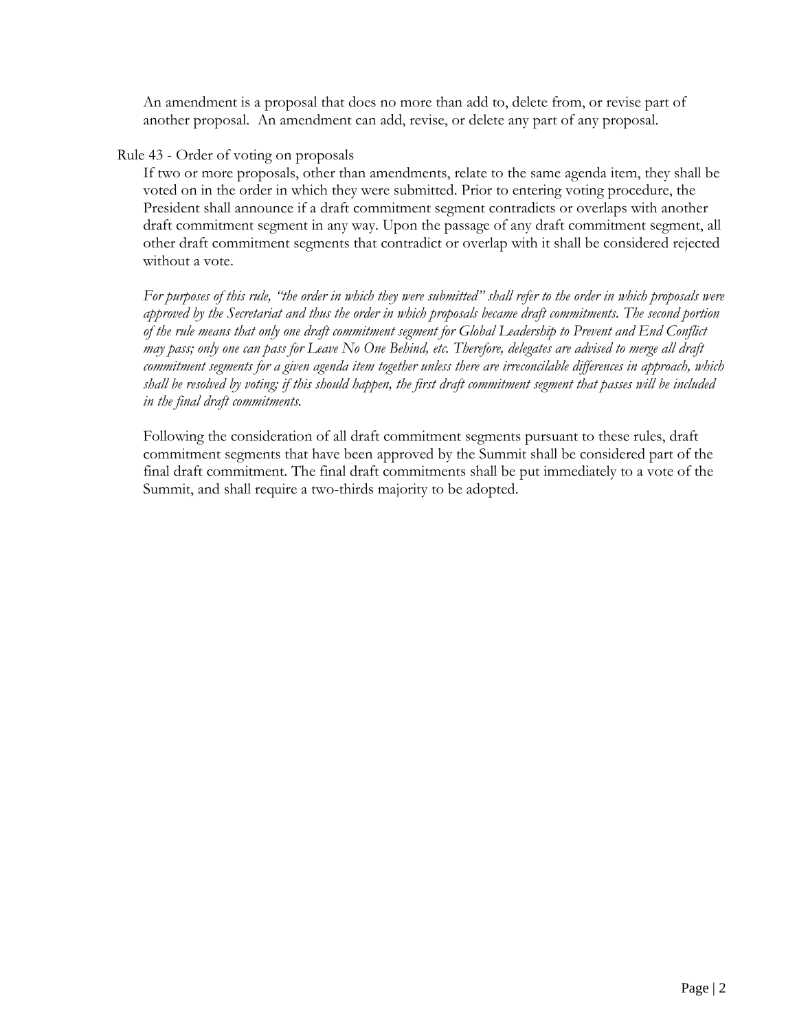An amendment is a proposal that does no more than add to, delete from, or revise part of another proposal. An amendment can add, revise, or delete any part of any proposal.

Rule 43 - Order of voting on proposals

If two or more proposals, other than amendments, relate to the same agenda item, they shall be voted on in the order in which they were submitted. Prior to entering voting procedure, the President shall announce if a draft commitment segment contradicts or overlaps with another draft commitment segment in any way. Upon the passage of any draft commitment segment, all other draft commitment segments that contradict or overlap with it shall be considered rejected without a vote.

*For purposes of this rule, "the order in which they were submitted" shall refer to the order in which proposals were approved by the Secretariat and thus the order in which proposals became draft commitments. The second portion of the rule means that only one draft commitment segment for Global Leadership to Prevent and End Conflict may pass; only one can pass for Leave No One Behind, etc. Therefore, delegates are advised to merge all draft commitment segments for a given agenda item together unless there are irreconcilable differences in approach, which shall be resolved by voting; if this should happen, the first draft commitment segment that passes will be included in the final draft commitments.*

Following the consideration of all draft commitment segments pursuant to these rules, draft commitment segments that have been approved by the Summit shall be considered part of the final draft commitment. The final draft commitments shall be put immediately to a vote of the Summit, and shall require a two-thirds majority to be adopted.